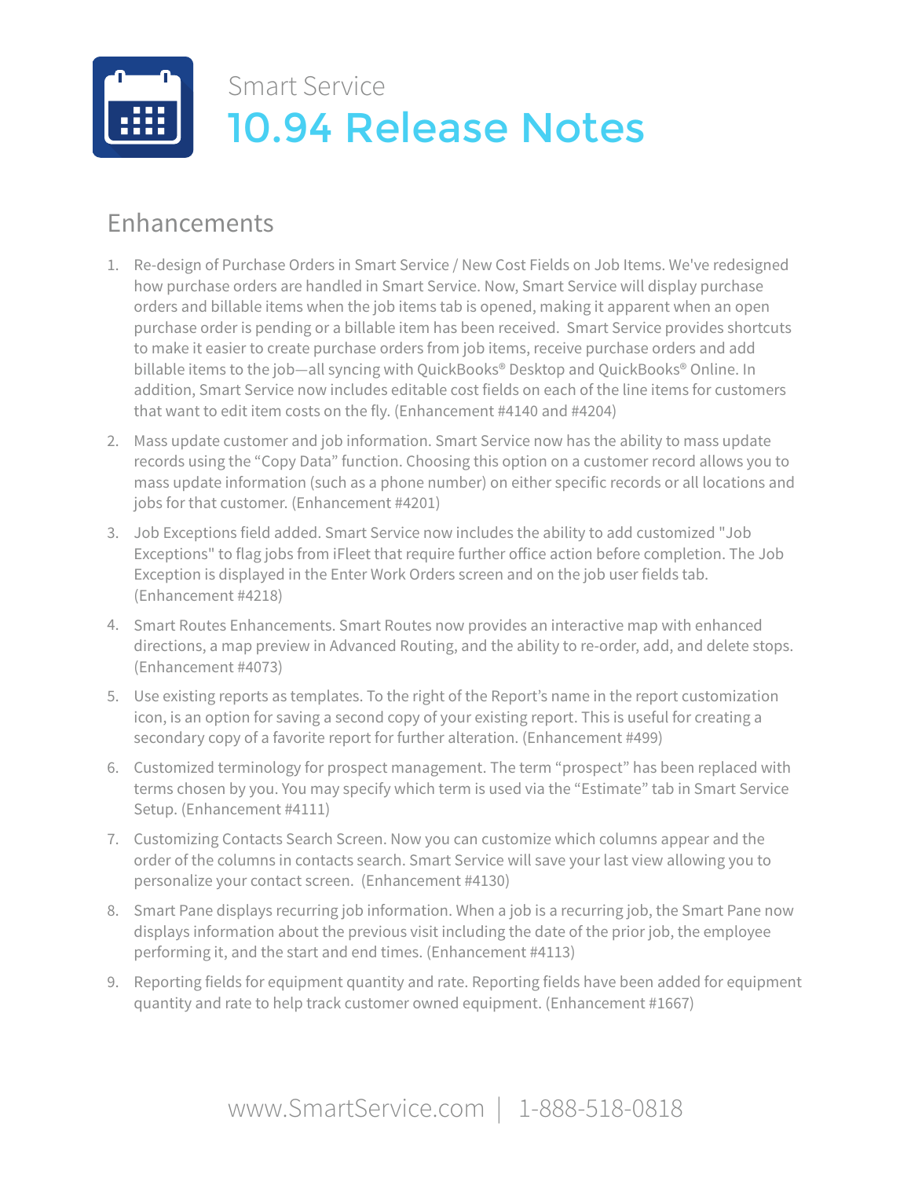Smart Service

# 10.94 Release Notes

## Enhancements

1. Re-design of Purchase Orders in Smart Service / New Cost Fields on Job Items. We've redesigned how purchase orders are handled in Smart Service. Now, Smart Service will display purchase orders and billable items when the job items tab is opened, making it apparent when an open purchase order is pending or a billable item has been received. Smart Service provides shortcuts to make it easier to create purchase orders from job items, receive purchase orders and add billable items to the job—all syncing with QuickBooks® Desktop and QuickBooks® Online. In addition, Smart Service now includes editable cost fields on each of the line items for customers that want to edit item costs on the fly. (Enhancement #4140 and #4204)
2. Mass update customer and job information. Smart Service now has the ability to mass update records using the “Copy Data” function. Choosing this option on a customer record allows you to mass update information (such as a phone number) on either specific records or all locations and jobs for that customer. (Enhancement #4201)
3. Job Exceptions field added. Smart Service now includes the ability to add customized "Job Exceptions" to flag jobs from iFleet that require further office action before completion. The Job Exception is displayed in the Enter Work Orders screen and on the job user fields tab. (Enhancement #4218)
4. Smart Routes Enhancements. Smart Routes now provides an interactive map with enhanced directions, a map preview in Advanced Routing, and the ability to re-order, add, and delete stops. (Enhancement #4073)
5. Use existing reports as templates. To the right of the Report’s name in the report customization icon, is an option for saving a second copy of your existing report. This is useful for creating a secondary copy of a favorite report for further alteration. (Enhancement #499)
6. Customized terminology for prospect management. The term “prospect” has been replaced with terms chosen by you. You may specify which term is used via the “Estimate” tab in Smart Service Setup. (Enhancement #4111)
7. Customizing Contacts Search Screen. Now you can customize which columns appear and the order of the columns in contacts search. Smart Service will save your last view allowing you to personalize your contact screen. (Enhancement #4130)
8. Smart Pane displays recurring job information. When a job is a recurring job, the Smart Pane now displays information about the previous visit including the date of the prior job, the employee performing it, and the start and end times. (Enhancement #4113)
9. Reporting fields for equipment quantity and rate. Reporting fields have been added for equipment quantity and rate to help track customer owned equipment. (Enhancement #1667)

www.SmartService.com | 1-888-518-0818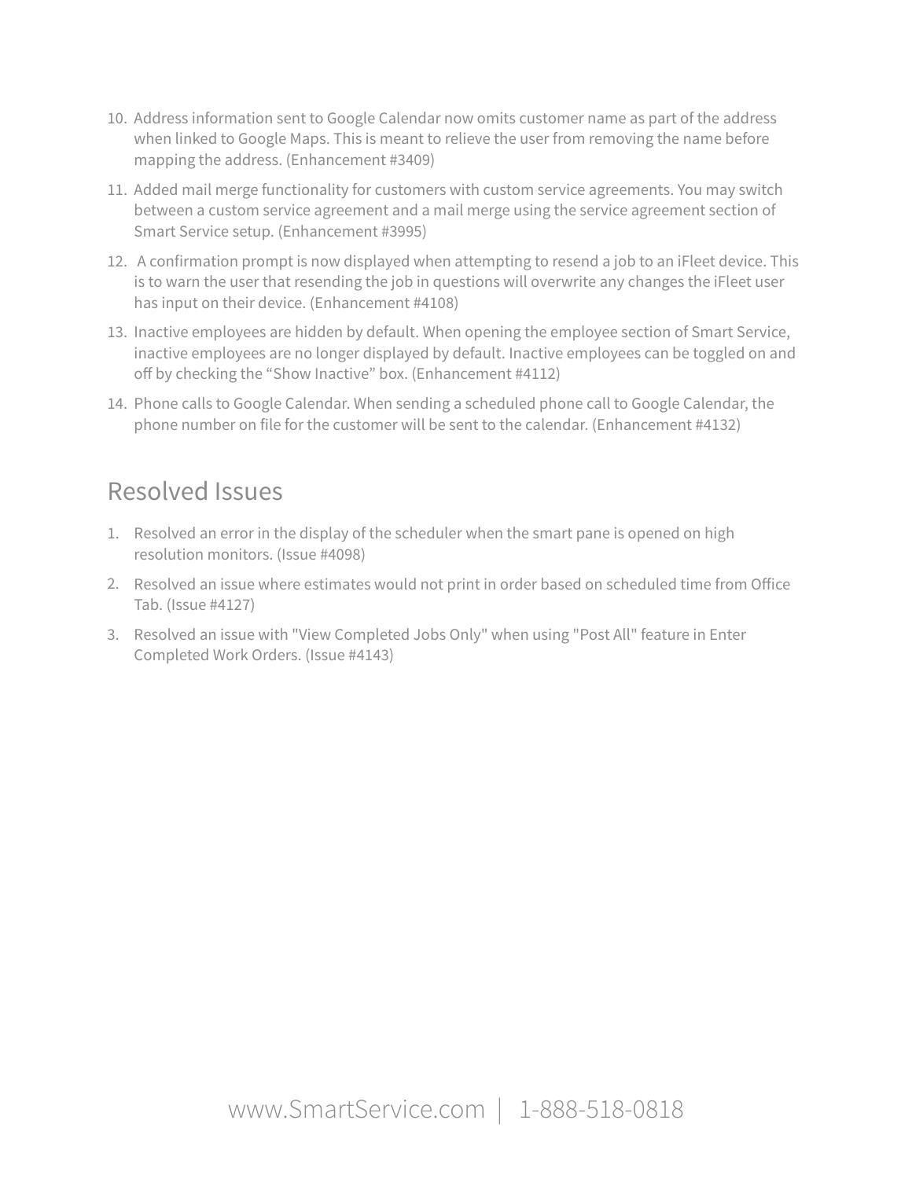10. Address information sent to Google Calendar now omits customer name as part of the address when linked to Google Maps. This is meant to relieve the user from removing the name before mapping the address. (Enhancement #3409)
11. Added mail merge functionality for customers with custom service agreements. You may switch between a custom service agreement and a mail merge using the service agreement section of Smart Service setup. (Enhancement #3995)
12. A confirmation prompt is now displayed when attempting to resend a job to an iFleet device. This is to warn the user that resending the job in questions will overwrite any changes the iFleet user has input on their device. (Enhancement #4108)
13. Inactive employees are hidden by default. When opening the employee section of Smart Service, inactive employees are no longer displayed by default. Inactive employees can be toggled on and off by checking the “Show Inactive” box. (Enhancement #4112)
14. Phone calls to Google Calendar. When sending a scheduled phone call to Google Calendar, the phone number on file for the customer will be sent to the calendar. (Enhancement #4132)

## Resolved Issues

1. Resolved an error in the display of the scheduler when the smart pane is opened on high resolution monitors. (Issue #4098)
2. Resolved an issue where estimates would not print in order based on scheduled time from Office Tab. (Issue #4127)
3. Resolved an issue with "View Completed Jobs Only" when using "Post All" feature in Enter Completed Work Orders. (Issue #4143)

www.SmartService.com | 1-888-518-0818